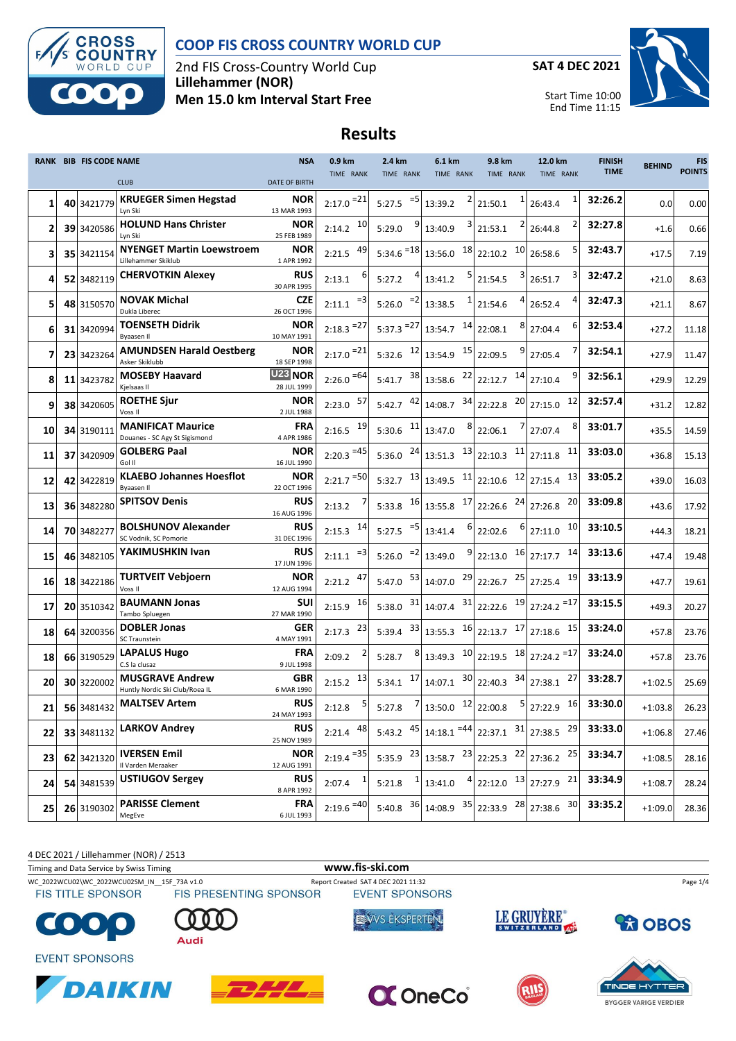# COOP FIS CROSS COUNTRY WORLD CUP

2nd FIS Cross-Country World Cup
**Lillehammer (NOR)**
**Men 15.0 km Interval Start Free**

**SAT 4 DEC 2021**

Start Time 10:00
End Time 11:15

## Results

| RANK | BIB | FIS CODE | NAME / CLUB | NSA / DATE OF BIRTH | 0.9 km TIME | RANK | 2.4 km TIME | RANK | 6.1 km TIME | RANK | 9.8 km TIME | RANK | 12.0 km TIME | RANK | FINISH TIME | BEHIND | FIS POINTS |
|---|---|---|---|---|---|---|---|---|---|---|---|---|---|---|---|---|---|
| 1 | 40 | 3421779 | **KRUEGER Simen Hegstad** Lyn Ski | NOR 13 MAR 1993 | 2:17.0 | =21 | 5:27.5 | =5 | 13:39.2 | 2 | 21:50.1 | 1 | 26:43.4 | 1 | 32:26.2 | 0.0 | 0.00 |
| 2 | 39 | 3420586 | **HOLUND Hans Christer** Lyn Ski | NOR 25 FEB 1989 | 2:14.2 | 10 | 5:29.0 | 9 | 13:40.9 | 3 | 21:53.1 | 2 | 26:44.8 | 2 | 32:27.8 | +1.6 | 0.66 |
| 3 | 35 | 3421154 | **NYENGET Martin Loewstroem** Lillehammer Skiklub | NOR 1 APR 1992 | 2:21.5 | 49 | 5:34.6 | =18 | 13:56.0 | 18 | 22:10.2 | 10 | 26:58.6 | 5 | 32:43.7 | +17.5 | 7.19 |
| 4 | 52 | 3482119 | **CHERVOTKIN Alexey** | RUS 30 APR 1995 | 2:13.1 | 6 | 5:27.2 | 4 | 13:41.2 | 5 | 21:54.5 | 3 | 26:51.7 | 3 | 32:47.2 | +21.0 | 8.63 |
| 5 | 48 | 3150570 | **NOVAK Michal** Dukla Liberec | CZE 26 OCT 1996 | 2:11.1 | =3 | 5:26.0 | =2 | 13:38.5 | 1 | 21:54.6 | 4 | 26:52.4 | 4 | 32:47.3 | +21.1 | 8.67 |
| 6 | 31 | 3420994 | **TOENSETH Didrik** Byaasen Il | NOR 10 MAY 1991 | 2:18.3 | =27 | 5:37.3 | =27 | 13:54.7 | 14 | 22:08.1 | 8 | 27:04.4 | 6 | 32:53.4 | +27.2 | 11.18 |
| 7 | 23 | 3423264 | **AMUNDSEN Harald Oestberg** Asker Skiklubb | NOR 18 SEP 1998 | 2:17.0 | =21 | 5:32.6 | 12 | 13:54.9 | 15 | 22:09.5 | 9 | 27:05.4 | 7 | 32:54.1 | +27.9 | 11.47 |
| 8 | 11 | 3423782 | **MOSEBY Haavard** Kjelsaas Il | U23 NOR 28 JUL 1999 | 2:26.0 | =64 | 5:41.7 | 38 | 13:58.6 | 22 | 22:12.7 | 14 | 27:10.4 | 9 | 32:56.1 | +29.9 | 12.29 |
| 9 | 38 | 3420605 | **ROETHE Sjur** Voss Il | NOR 2 JUL 1988 | 2:23.0 | 57 | 5:42.7 | 42 | 14:08.7 | 34 | 22:22.8 | 20 | 27:15.0 | 12 | 32:57.4 | +31.2 | 12.82 |
| 10 | 34 | 3190111 | **MANIFICAT Maurice** Douanes - SC Agy St Sigismond | FRA 4 APR 1986 | 2:16.5 | 19 | 5:30.6 | 11 | 13:47.0 | 8 | 22:06.1 | 7 | 27:07.4 | 8 | 33:01.7 | +35.5 | 14.59 |
| 11 | 37 | 3420909 | **GOLBERG Paal** Gol Il | NOR 16 JUL 1990 | 2:20.3 | =45 | 5:36.0 | 24 | 13:51.3 | 13 | 22:10.3 | 11 | 27:11.8 | 11 | 33:03.0 | +36.8 | 15.13 |
| 12 | 42 | 3422819 | **KLAEBO Johannes Hoesflot** Byaasen Il | NOR 22 OCT 1996 | 2:21.7 | =50 | 5:32.7 | 13 | 13:49.5 | 11 | 22:10.6 | 12 | 27:15.4 | 13 | 33:05.2 | +39.0 | 16.03 |
| 13 | 36 | 3482280 | **SPITSOV Denis** | RUS 16 AUG 1996 | 2:13.2 | 7 | 5:33.8 | 16 | 13:55.8 | 17 | 22:26.6 | 24 | 27:26.8 | 20 | 33:09.8 | +43.6 | 17.92 |
| 14 | 70 | 3482277 | **BOLSHUNOV Alexander** SC Vodnik, SC Pomorie | RUS 31 DEC 1996 | 2:15.3 | 14 | 5:27.5 | =5 | 13:41.4 | 6 | 22:02.6 | 6 | 27:11.0 | 10 | 33:10.5 | +44.3 | 18.21 |
| 15 | 46 | 3482105 | **YAKIMUSHKIN Ivan** | RUS 17 JUN 1996 | 2:11.1 | =3 | 5:26.0 | =2 | 13:49.0 | 9 | 22:13.0 | 16 | 27:17.7 | 14 | 33:13.6 | +47.4 | 19.48 |
| 16 | 18 | 3422186 | **TURTVEIT Vebjoern** Voss Il | NOR 12 AUG 1994 | 2:21.2 | 47 | 5:47.0 | 53 | 14:07.0 | 29 | 22:26.7 | 25 | 27:25.4 | 19 | 33:13.9 | +47.7 | 19.61 |
| 17 | 20 | 3510342 | **BAUMANN Jonas** Tambo Spluegen | SUI 27 MAR 1990 | 2:15.9 | 16 | 5:38.0 | 31 | 14:07.4 | 31 | 22:22.6 | 19 | 27:24.2 | =17 | 33:15.5 | +49.3 | 20.27 |
| 18 | 64 | 3200356 | **DOBLER Jonas** SC Traunstein | GER 4 MAY 1991 | 2:17.3 | 23 | 5:39.4 | 33 | 13:55.3 | 16 | 22:13.7 | 17 | 27:18.6 | 15 | 33:24.0 | +57.8 | 23.76 |
| 18 | 66 | 3190529 | **LAPALUS Hugo** C.S la clusaz | FRA 9 JUL 1998 | 2:09.2 | 2 | 5:28.7 | 8 | 13:49.3 | 10 | 22:19.5 | 18 | 27:24.2 | =17 | 33:24.0 | +57.8 | 23.76 |
| 20 | 30 | 3220002 | **MUSGRAVE Andrew** Huntly Nordic Ski Club/Roea IL | GBR 6 MAR 1990 | 2:15.2 | 13 | 5:34.1 | 17 | 14:07.1 | 30 | 22:40.3 | 34 | 27:38.1 | 27 | 33:28.7 | +1:02.5 | 25.69 |
| 21 | 56 | 3481432 | **MALTSEV Artem** | RUS 24 MAY 1993 | 2:12.8 | 5 | 5:27.8 | 7 | 13:50.0 | 12 | 22:00.8 | 5 | 27:22.9 | 16 | 33:30.0 | +1:03.8 | 26.23 |
| 22 | 33 | 3481132 | **LARKOV Andrey** | RUS 25 NOV 1989 | 2:21.4 | 48 | 5:43.2 | 45 | 14:18.1 | =44 | 22:37.1 | 31 | 27:38.5 | 29 | 33:33.0 | +1:06.8 | 27.46 |
| 23 | 62 | 3421320 | **IVERSEN Emil** Il Varden Meraaker | NOR 12 AUG 1991 | 2:19.4 | =35 | 5:35.9 | 23 | 13:58.7 | 23 | 22:25.3 | 22 | 27:36.2 | 25 | 33:34.7 | +1:08.5 | 28.16 |
| 24 | 54 | 3481539 | **USTIUGOV Sergey** | RUS 8 APR 1992 | 2:07.4 | 1 | 5:21.8 | 1 | 13:41.0 | 4 | 22:12.0 | 13 | 27:27.9 | 21 | 33:34.9 | +1:08.7 | 28.24 |
| 25 | 26 | 3190302 | **PARISSE Clement** MegEve | FRA 6 JUL 1993 | 2:19.6 | =40 | 5:40.8 | 36 | 14:08.9 | 35 | 22:33.9 | 28 | 27:38.6 | 30 | 33:35.2 | +1:09.0 | 28.36 |

4 DEC 2021 / Lillehammer (NOR) / 2513

Timing and Data Service by Swiss Timing — www.fis-ski.com

WC_2022WCU02\WC_2022WCU02SM_IN__15F_73A v1.0 — Report Created SAT 4 DEC 2021 11:32

FIS TITLE SPONSOR: Coop — FIS PRESENTING SPONSOR: Audi — EVENT SPONSORS: VVS Eksperten, Le Gruyère Switzerland, OBOS, Daikin, DHL, OneCo, Rius, Tinde Hytter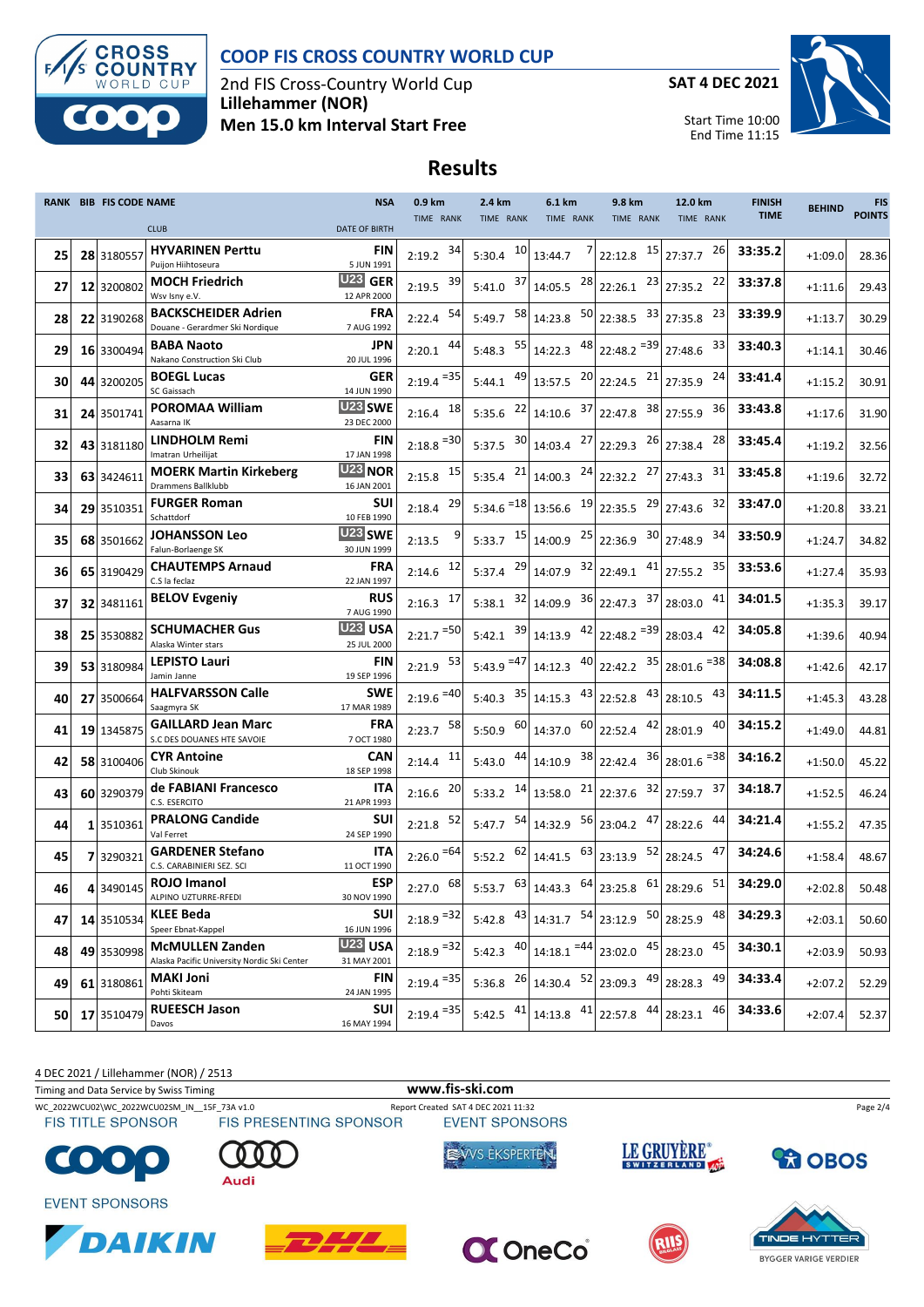# COOP FIS CROSS COUNTRY WORLD CUP

2nd FIS Cross-Country World Cup
**Lillehammer (NOR)**
**Men 15.0 km Interval Start Free**

**SAT 4 DEC 2021**

Start Time 10:00
End Time 11:15

## Results

| RANK | BIB | FIS CODE | NAME / CLUB | NSA / DATE OF BIRTH | 0.9 km TIME | RANK | 2.4 km TIME | RANK | 6.1 km TIME | RANK | 9.8 km TIME | RANK | 12.0 km TIME | RANK | FINISH TIME | BEHIND | FIS POINTS |
|---|---|---|---|---|---|---|---|---|---|---|---|---|---|---|---|---|---|
| 25 | 28 | 3180557 | **HYVARINEN Perttu** Puijon Hiihtoseura | FIN 5 JUN 1991 | 2:19.2 | 34 | 5:30.4 | 10 | 13:44.7 | 7 | 22:12.8 | 15 | 27:37.7 | 26 | 33:35.2 | +1:09.0 | 28.36 |
| 27 | 12 | 3200802 | **MOCH Friedrich** Wsv Isny e.V. | U23 GER 12 APR 2000 | 2:19.5 | 39 | 5:41.0 | 37 | 14:05.5 | 28 | 22:26.1 | 23 | 27:35.2 | 22 | 33:37.8 | +1:11.6 | 29.43 |
| 28 | 22 | 3190268 | **BACKSCHEIDER Adrien** Douane - Gerardmer Ski Nordique | FRA 7 AUG 1992 | 2:22.4 | 54 | 5:49.7 | 58 | 14:23.8 | 50 | 22:38.5 | 33 | 27:35.8 | 23 | 33:39.9 | +1:13.7 | 30.29 |
| 29 | 16 | 3300494 | **BABA Naoto** Nakano Construction Ski Club | JPN 20 JUL 1996 | 2:20.1 | 44 | 5:48.3 | 55 | 14:22.3 | 48 | 22:48.2 | =39 | 27:48.6 | 33 | 33:40.3 | +1:14.1 | 30.46 |
| 30 | 44 | 3200205 | **BOEGL Lucas** SC Gaissach | GER 14 JUN 1990 | 2:19.4 | =35 | 5:44.1 | 49 | 13:57.5 | 20 | 22:24.5 | 21 | 27:35.9 | 24 | 33:41.4 | +1:15.2 | 30.91 |
| 31 | 24 | 3501741 | **POROMAA William** Aasarna IK | U23 SWE 23 DEC 2000 | 2:16.4 | 18 | 5:35.6 | 22 | 14:10.6 | 37 | 22:47.8 | 38 | 27:55.9 | 36 | 33:43.8 | +1:17.6 | 31.90 |
| 32 | 43 | 3181180 | **LINDHOLM Remi** Imatran Urheilijat | FIN 17 JAN 1998 | 2:18.8 | =30 | 5:37.5 | 30 | 14:03.4 | 27 | 22:29.3 | 26 | 27:38.4 | 28 | 33:45.4 | +1:19.2 | 32.56 |
| 33 | 63 | 3424611 | **MOERK Martin Kirkeberg** Drammens Ballklubb | U23 NOR 16 JAN 2001 | 2:15.8 | 15 | 5:35.4 | 21 | 14:00.3 | 24 | 22:32.2 | 27 | 27:43.3 | 31 | 33:45.8 | +1:19.6 | 32.72 |
| 34 | 29 | 3510351 | **FURGER Roman** Schattdorf | SUI 10 FEB 1990 | 2:18.4 | 29 | 5:34.6 | =18 | 13:56.6 | 19 | 22:35.5 | 29 | 27:43.6 | 32 | 33:47.0 | +1:20.8 | 33.21 |
| 35 | 68 | 3501662 | **JOHANSSON Leo** Falun-Borlaenge SK | U23 SWE 30 JUN 1999 | 2:13.5 | 9 | 5:33.7 | 15 | 14:00.9 | 25 | 22:36.9 | 30 | 27:48.9 | 34 | 33:50.9 | +1:24.7 | 34.82 |
| 36 | 65 | 3190429 | **CHAUTEMPS Arnaud** C.S la feclaz | FRA 22 JAN 1997 | 2:14.6 | 12 | 5:37.4 | 29 | 14:07.9 | 32 | 22:49.1 | 41 | 27:55.2 | 35 | 33:53.6 | +1:27.4 | 35.93 |
| 37 | 32 | 3481161 | **BELOV Evgeniy** | RUS 7 AUG 1990 | 2:16.3 | 17 | 5:38.1 | 32 | 14:09.9 | 36 | 22:47.3 | 37 | 28:03.0 | 41 | 34:01.5 | +1:35.3 | 39.17 |
| 38 | 25 | 3530882 | **SCHUMACHER Gus** Alaska Winter stars | U23 USA 25 JUL 2000 | 2:21.7 | =50 | 5:42.1 | 39 | 14:13.9 | 42 | 22:48.2 | =39 | 28:03.4 | 42 | 34:05.8 | +1:39.6 | 40.94 |
| 39 | 53 | 3180984 | **LEPISTO Lauri** Jamin Janne | FIN 19 SEP 1996 | 2:21.9 | 53 | 5:43.9 | =47 | 14:12.3 | 40 | 22:42.2 | 35 | 28:01.6 | =38 | 34:08.8 | +1:42.6 | 42.17 |
| 40 | 27 | 3500664 | **HALFVARSSON Calle** Saagmyra SK | SWE 17 MAR 1989 | 2:19.6 | =40 | 5:40.3 | 35 | 14:15.3 | 43 | 22:52.8 | 43 | 28:10.5 | 43 | 34:11.5 | +1:45.3 | 43.28 |
| 41 | 19 | 1345875 | **GAILLARD Jean Marc** S.C DES DOUANES HTE SAVOIE | FRA 7 OCT 1980 | 2:23.7 | 58 | 5:50.9 | 60 | 14:37.0 | 60 | 22:52.4 | 42 | 28:01.9 | 40 | 34:15.2 | +1:49.0 | 44.81 |
| 42 | 58 | 3100406 | **CYR Antoine** Club Skinouk | CAN 18 SEP 1998 | 2:14.4 | 11 | 5:43.0 | 44 | 14:10.9 | 38 | 22:42.4 | 36 | 28:01.6 | =38 | 34:16.2 | +1:50.0 | 45.22 |
| 43 | 60 | 3290379 | **de FABIANI Francesco** C.S. ESERCITO | ITA 21 APR 1993 | 2:16.6 | 20 | 5:33.2 | 14 | 13:58.0 | 21 | 22:37.6 | 32 | 27:59.7 | 37 | 34:18.7 | +1:52.5 | 46.24 |
| 44 | 1 | 3510361 | **PRALONG Candide** Val Ferret | SUI 24 SEP 1990 | 2:21.8 | 52 | 5:47.7 | 54 | 14:32.9 | 56 | 23:04.2 | 47 | 28:22.6 | 44 | 34:21.4 | +1:55.2 | 47.35 |
| 45 | 7 | 3290321 | **GARDENER Stefano** C.S. CARABINIERI SEZ. SCI | ITA 11 OCT 1990 | 2:26.0 | =64 | 5:52.2 | 62 | 14:41.5 | 63 | 23:13.9 | 52 | 28:24.5 | 47 | 34:24.6 | +1:58.4 | 48.67 |
| 46 | 4 | 3490145 | **ROJO Imanol** ALPINO UZTURRE-RFEDI | ESP 30 NOV 1990 | 2:27.0 | 68 | 5:53.7 | 63 | 14:43.3 | 64 | 23:25.8 | 61 | 28:29.6 | 51 | 34:29.0 | +2:02.8 | 50.48 |
| 47 | 14 | 3510534 | **KLEE Beda** Speer Ebnat-Kappel | SUI 16 JUN 1996 | 2:18.9 | =32 | 5:42.8 | 43 | 14:31.7 | 54 | 23:12.9 | 50 | 28:25.9 | 48 | 34:29.3 | +2:03.1 | 50.60 |
| 48 | 49 | 3530998 | **McMULLEN Zanden** Alaska Pacific University Nordic Ski Center | U23 USA 31 MAY 2001 | 2:18.9 | =32 | 5:42.3 | 40 | 14:18.1 | =44 | 23:02.0 | 45 | 28:23.0 | 45 | 34:30.1 | +2:03.9 | 50.93 |
| 49 | 61 | 3180861 | **MAKI Joni** Pohti Skiteam | FIN 24 JAN 1995 | 2:19.4 | =35 | 5:36.8 | 26 | 14:30.4 | 52 | 23:09.3 | 49 | 28:28.3 | 49 | 34:33.4 | +2:07.2 | 52.29 |
| 50 | 17 | 3510479 | **RUEESCH Jason** Davos | SUI 16 MAY 1994 | 2:19.4 | =35 | 5:42.5 | 41 | 14:13.8 | 41 | 22:57.8 | 44 | 28:23.1 | 46 | 34:33.6 | +2:07.4 | 52.37 |

4 DEC 2021 / Lillehammer (NOR) / 2513

Timing and Data Service by Swiss Timing — www.fis-ski.com

WC_2022WCU02\WC_2022WCU02SM_IN__15F_73A v1.0 — Report Created SAT 4 DEC 2021 11:32

FIS TITLE SPONSOR — FIS PRESENTING SPONSOR — EVENT SPONSORS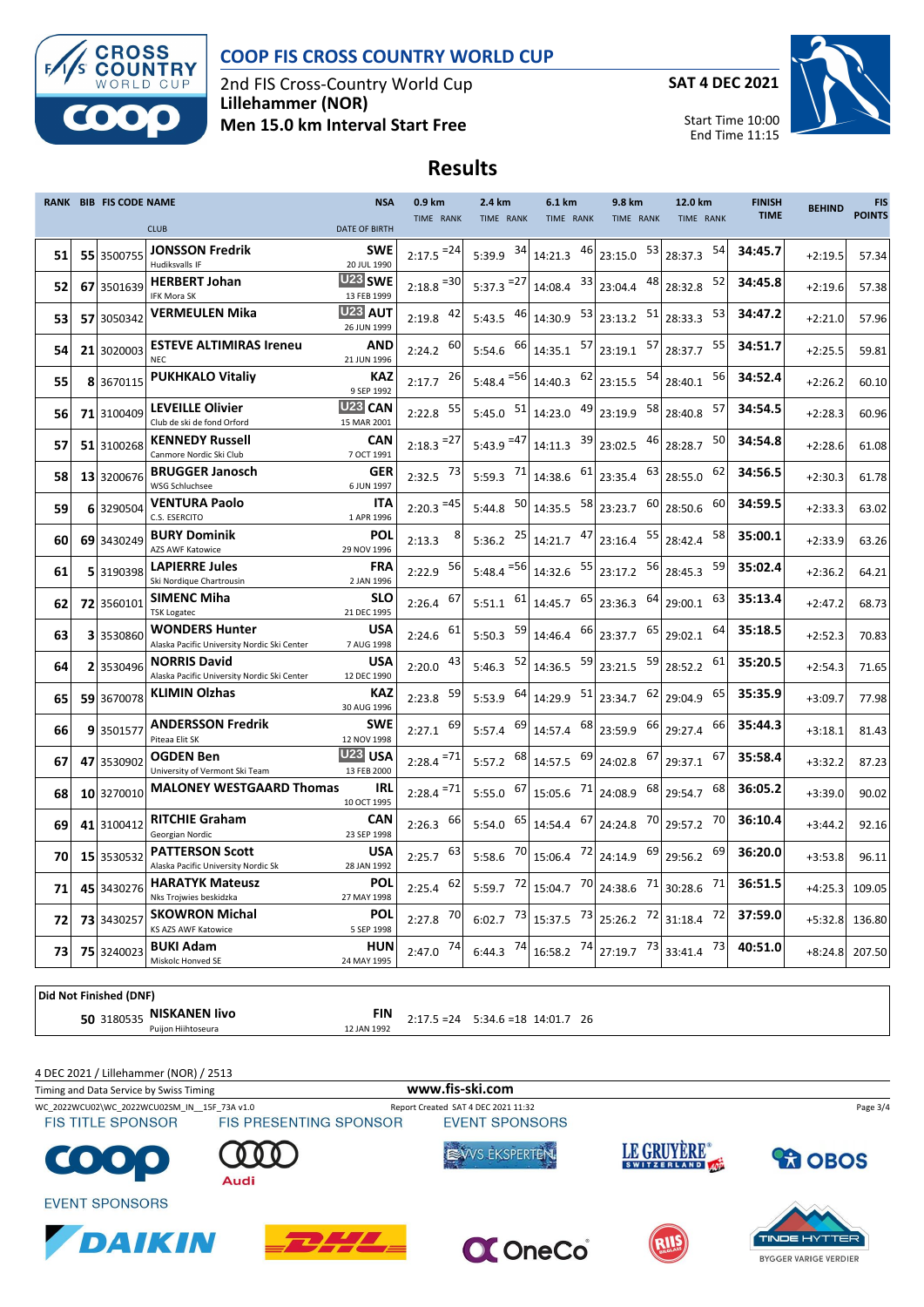# COOP FIS CROSS COUNTRY WORLD CUP

2nd FIS Cross-Country World Cup
**Lillehammer (NOR)**
**Men 15.0 km Interval Start Free**

**SAT 4 DEC 2021**

Start Time 10:00
End Time 11:15

## Results

| RANK | BIB | FIS CODE | NAME / CLUB | NSA / DATE OF BIRTH | 0.9 km TIME | RANK | 2.4 km TIME | RANK | 6.1 km TIME | RANK | 9.8 km TIME | RANK | 12.0 km TIME | RANK | FINISH TIME | BEHIND | FIS POINTS |
|---|---|---|---|---|---|---|---|---|---|---|---|---|---|---|---|---|---|
| 51 | 55 | 3500755 | **JONSSON Fredrik** Hudiksvalls IF | SWE 20 JUL 1990 | 2:17.5 | =24 | 5:39.9 | 34 | 14:21.3 | 46 | 23:15.0 | 53 | 28:37.3 | 54 | 34:45.7 | +2:19.5 | 57.34 |
| 52 | 67 | 3501639 | **HERBERT Johan** IFK Mora SK | U23 SWE 13 FEB 1999 | 2:18.8 | =30 | 5:37.3 | =27 | 14:08.4 | 33 | 23:04.4 | 48 | 28:32.8 | 52 | 34:45.8 | +2:19.6 | 57.38 |
| 53 | 57 | 3050342 | **VERMEULEN Mika** | U23 AUT 26 JUN 1999 | 2:19.8 | 42 | 5:43.5 | 46 | 14:30.9 | 53 | 23:13.2 | 51 | 28:33.3 | 53 | 34:47.2 | +2:21.0 | 57.96 |
| 54 | 21 | 3020003 | **ESTEVE ALTIMIRAS Ireneu** NEC | AND 21 JUN 1996 | 2:24.2 | 60 | 5:54.6 | 66 | 14:35.1 | 57 | 23:19.1 | 57 | 28:37.7 | 55 | 34:51.7 | +2:25.5 | 59.81 |
| 55 | 8 | 3670115 | **PUKHKALO Vitaliy** | KAZ 9 SEP 1992 | 2:17.7 | 26 | 5:48.4 | =56 | 14:40.3 | 62 | 23:15.5 | 54 | 28:40.1 | 56 | 34:52.4 | +2:26.2 | 60.10 |
| 56 | 71 | 3100409 | **LEVEILLE Olivier** Club de ski de fond Orford | U23 CAN 15 MAR 2001 | 2:22.8 | 55 | 5:45.0 | 51 | 14:23.0 | 49 | 23:19.9 | 58 | 28:40.8 | 57 | 34:54.5 | +2:28.3 | 60.96 |
| 57 | 51 | 3100268 | **KENNEDY Russell** Canmore Nordic Ski Club | CAN 7 OCT 1991 | 2:18.3 | =27 | 5:43.9 | =47 | 14:11.3 | 39 | 23:02.5 | 46 | 28:28.7 | 50 | 34:54.8 | +2:28.6 | 61.08 |
| 58 | 13 | 3200676 | **BRUGGER Janosch** WSG Schluchsee | GER 6 JUN 1997 | 2:32.5 | 73 | 5:59.3 | 71 | 14:38.6 | 61 | 23:35.4 | 63 | 28:55.0 | 62 | 34:56.5 | +2:30.3 | 61.78 |
| 59 | 6 | 3290504 | **VENTURA Paolo** C.S. ESERCITO | ITA 1 APR 1996 | 2:20.3 | =45 | 5:44.8 | 50 | 14:35.5 | 58 | 23:23.7 | 60 | 28:50.6 | 60 | 34:59.5 | +2:33.3 | 63.02 |
| 60 | 69 | 3430249 | **BURY Dominik** AZS AWF Katowice | POL 29 NOV 1996 | 2:13.3 | 8 | 5:36.2 | 25 | 14:21.7 | 47 | 23:16.4 | 55 | 28:42.4 | 58 | 35:00.1 | +2:33.9 | 63.26 |
| 61 | 5 | 3190398 | **LAPIERRE Jules** Ski Nordique Chartrousin | FRA 2 JAN 1996 | 2:22.9 | 56 | 5:48.4 | =56 | 14:32.6 | 55 | 23:17.2 | 56 | 28:45.3 | 59 | 35:02.4 | +2:36.2 | 64.21 |
| 62 | 72 | 3560101 | **SIMENC Miha** TSK Logatec | SLO 21 DEC 1995 | 2:26.4 | 67 | 5:51.1 | 61 | 14:45.7 | 65 | 23:36.3 | 64 | 29:00.1 | 63 | 35:13.4 | +2:47.2 | 68.73 |
| 63 | 3 | 3530860 | **WONDERS Hunter** Alaska Pacific University Nordic Ski Center | USA 7 AUG 1998 | 2:24.6 | 61 | 5:50.3 | 59 | 14:46.4 | 66 | 23:37.7 | 65 | 29:02.1 | 64 | 35:18.5 | +2:52.3 | 70.83 |
| 64 | 2 | 3530496 | **NORRIS David** Alaska Pacific University Nordic Ski Center | USA 12 DEC 1990 | 2:20.0 | 43 | 5:46.3 | 52 | 14:36.5 | 59 | 23:21.5 | 59 | 28:52.2 | 61 | 35:20.5 | +2:54.3 | 71.65 |
| 65 | 59 | 3670078 | **KLIMIN Olzhas** | KAZ 30 AUG 1996 | 2:23.8 | 59 | 5:53.9 | 64 | 14:29.9 | 51 | 23:34.7 | 62 | 29:04.9 | 65 | 35:35.9 | +3:09.7 | 77.98 |
| 66 | 9 | 3501577 | **ANDERSSON Fredrik** Piteaa Elit SK | SWE 12 NOV 1998 | 2:27.1 | 69 | 5:57.4 | 69 | 14:57.4 | 68 | 23:59.9 | 66 | 29:27.4 | 66 | 35:44.3 | +3:18.1 | 81.43 |
| 67 | 47 | 3530902 | **OGDEN Ben** University of Vermont Ski Team | U23 USA 13 FEB 2000 | 2:28.4 | =71 | 5:57.2 | 68 | 14:57.5 | 69 | 24:02.8 | 67 | 29:37.1 | 67 | 35:58.4 | +3:32.2 | 87.23 |
| 68 | 10 | 3270010 | **MALONEY WESTGAARD Thomas** | IRL 10 OCT 1995 | 2:28.4 | =71 | 5:55.0 | 67 | 15:05.6 | 71 | 24:08.9 | 68 | 29:54.7 | 68 | 36:05.2 | +3:39.0 | 90.02 |
| 69 | 41 | 3100412 | **RITCHIE Graham** Georgian Nordic | CAN 23 SEP 1998 | 2:26.3 | 66 | 5:54.0 | 65 | 14:54.4 | 67 | 24:24.8 | 70 | 29:57.2 | 70 | 36:10.4 | +3:44.2 | 92.16 |
| 70 | 15 | 3530532 | **PATTERSON Scott** Alaska Pacific University Nordic Sk | USA 28 JAN 1992 | 2:25.7 | 63 | 5:58.6 | 70 | 15:06.4 | 72 | 24:14.9 | 69 | 29:56.2 | 69 | 36:20.0 | +3:53.8 | 96.11 |
| 71 | 45 | 3430276 | **HARATYK Mateusz** Nks Trojwies beskidzka | POL 27 MAY 1998 | 2:25.4 | 62 | 5:59.7 | 72 | 15:04.7 | 70 | 24:38.6 | 71 | 30:28.6 | 71 | 36:51.5 | +4:25.3 | 109.05 |
| 72 | 73 | 3430257 | **SKOWRON Michal** KS AZS AWF Katowice | POL 5 SEP 1998 | 2:27.8 | 70 | 6:02.7 | 73 | 15:37.5 | 73 | 25:26.2 | 72 | 31:18.4 | 72 | 37:59.0 | +5:32.8 | 136.80 |
| 73 | 75 | 3240023 | **BUKI Adam** Miskolc Honved SE | HUN 24 MAY 1995 | 2:47.0 | 74 | 6:44.3 | 74 | 16:58.2 | 74 | 27:19.7 | 73 | 33:41.4 | 73 | 40:51.0 | +8:24.8 | 207.50 |

**Did Not Finished (DNF)**

| BIB | FIS CODE | NAME / CLUB | NSA / DATE OF BIRTH | 0.9 km TIME | RANK | 2.4 km TIME | RANK | 6.1 km TIME | RANK |
|---|---|---|---|---|---|---|---|---|---|
| 50 | 3180535 | **NISKANEN Iivo** Puijon Hiihtoseura | FIN 12 JAN 1992 | 2:17.5 | =24 | 5:34.6 | =18 | 14:01.7 | 26 |

4 DEC 2021 / Lillehammer (NOR) / 2513

Timing and Data Service by Swiss Timing — www.fis-ski.com

WC_2022WCU02\WC_2022WCU02SM_IN__15F_73A v1.0 — Report Created SAT 4 DEC 2021 11:32

FIS TITLE SPONSOR: COOP — FIS PRESENTING SPONSOR: Audi — EVENT SPONSORS: VVS EKSPERTEN, LE GRUYÈRE, OBOS, DAIKIN, DHL, OneCo, RUIS, TINDE HYTTER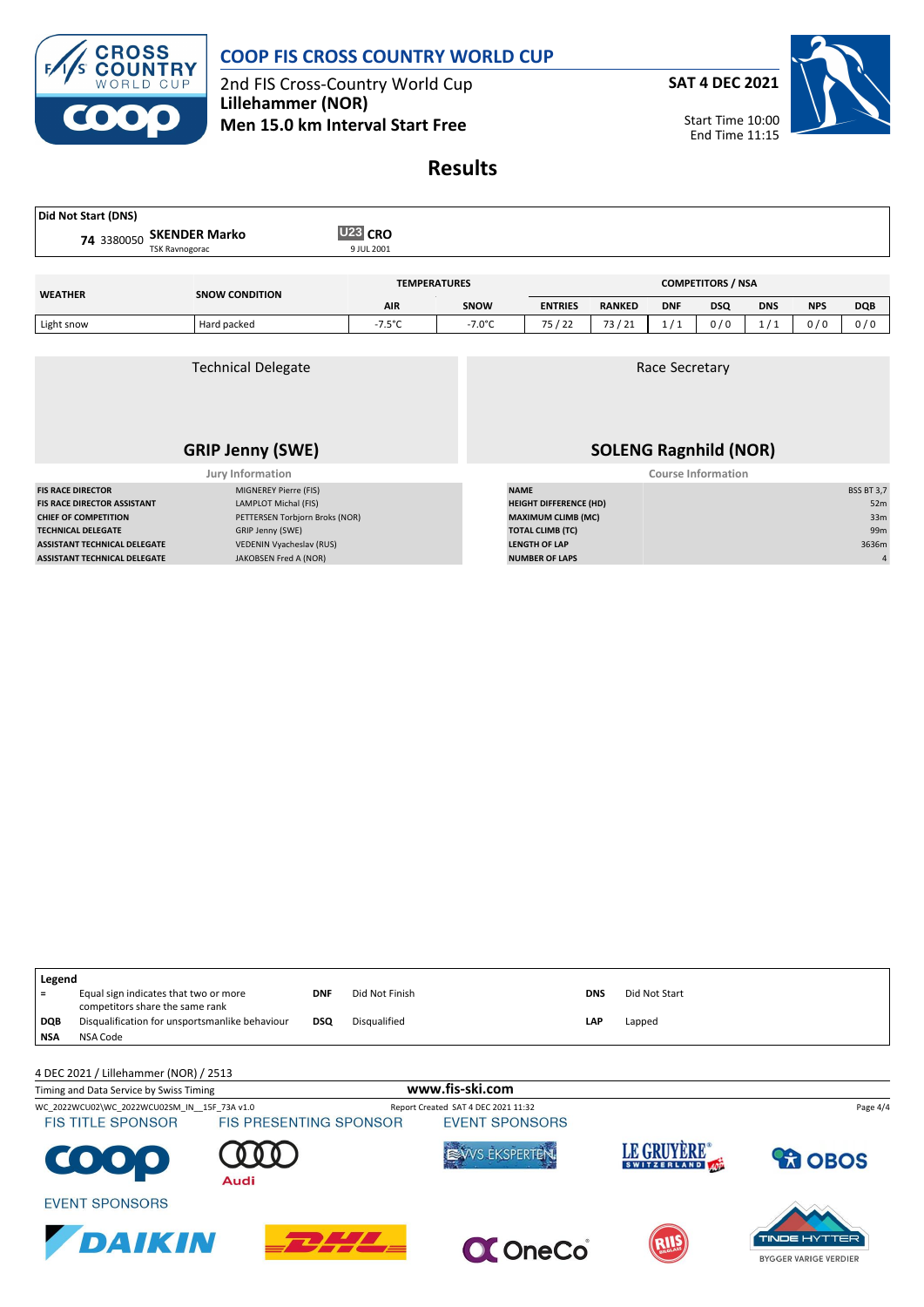# COOP FIS CROSS COUNTRY WORLD CUP

2nd FIS Cross-Country World Cup
**Lillehammer (NOR)**
**Men 15.0 km Interval Start Free**

**SAT 4 DEC 2021**

Start Time 10:00
End Time 11:15

## Results

**Did Not Start (DNS)**

| | | | |
|---|---|---|---|
| **74** 3380050 | **SKENDER Marko** TSK Ravnogorac | U23 **CRO** 9 JUL 2001 | |

| WEATHER | SNOW CONDITION | TEMPERATURES | | COMPETITORS / NSA | | | | | | |
|---|---|---|---|---|---|---|---|---|---|---|
| | | AIR | SNOW | ENTRIES | RANKED | DNF | DSQ | DNS | NPS | DQB |
| Light snow | Hard packed | -7.5°C | -7.0°C | 75 / 22 | 73 / 21 | 1 / 1 | 0 / 0 | 1 / 1 | 0 / 0 | 0 / 0 |

Technical Delegate

**GRIP Jenny (SWE)**

Race Secretary

**SOLENG Ragnhild (NOR)**

**Jury Information**

| | |
|---|---|
| FIS RACE DIRECTOR | MIGNEREY Pierre (FIS) |
| FIS RACE DIRECTOR ASSISTANT | LAMPLOT Michal (FIS) |
| CHIEF OF COMPETITION | PETTERSEN Torbjorn Broks (NOR) |
| TECHNICAL DELEGATE | GRIP Jenny (SWE) |
| ASSISTANT TECHNICAL DELEGATE | VEDENIN Vyacheslav (RUS) |
| ASSISTANT TECHNICAL DELEGATE | JAKOBSEN Fred A (NOR) |

**Course Information**

| | |
|---|---|
| NAME | BSS BT 3,7 |
| HEIGHT DIFFERENCE (HD) | 52m |
| MAXIMUM CLIMB (MC) | 33m |
| TOTAL CLIMB (TC) | 99m |
| LENGTH OF LAP | 3636m |
| NUMBER OF LAPS | 4 |

**Legend**

| | | | | | |
|---|---|---|---|---|---|
| = | Equal sign indicates that two or more competitors share the same rank | DNF | Did Not Finish | DNS | Did Not Start |
| DQB | Disqualification for unsportsmanlike behaviour | DSQ | Disqualified | LAP | Lapped |
| NSA | NSA Code | | | | |

4 DEC 2021 / Lillehammer (NOR) / 2513

Timing and Data Service by Swiss Timing

www.fis-ski.com

WC_2022WCU02\WC_2022WCU02SM_IN__15F_73A v1.0

Report Created SAT 4 DEC 2021 11:32

FIS TITLE SPONSOR

FIS PRESENTING SPONSOR

EVENT SPONSORS